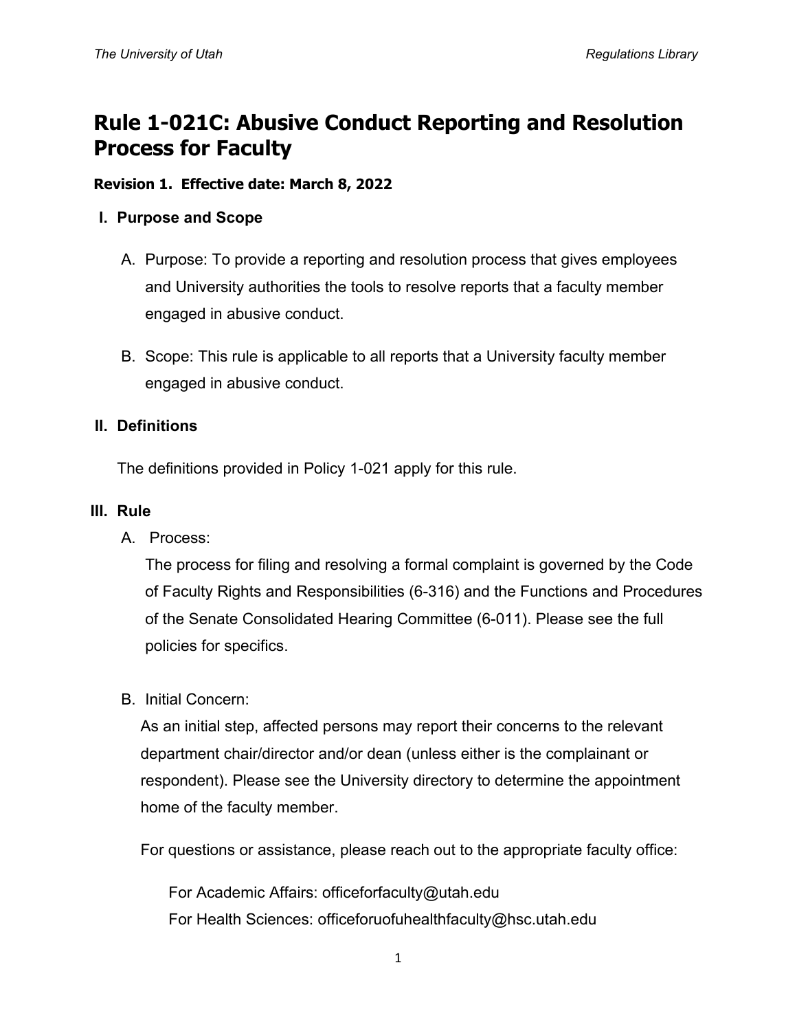# Rule 1-021C: Abusive Conduct Reporting and Resolution Process for Faculty

**Revision 1. Effective date: March 8, 2022**

## I. Purpose and Scope

A. Purpose: To provide a reporting and resolution process that gives employees and University authorities the tools to resolve reports that a faculty member engaged in abusive conduct.

B. Scope: This rule is applicable to all reports that a University faculty member engaged in abusive conduct.

## II. Definitions

The definitions provided in Policy 1-021 apply for this rule.

## III. Rule

A. Process:

The process for filing and resolving a formal complaint is governed by the Code of Faculty Rights and Responsibilities (6-316) and the Functions and Procedures of the Senate Consolidated Hearing Committee (6-011). Please see the full policies for specifics.

B. Initial Concern:

As an initial step, affected persons may report their concerns to the relevant department chair/director and/or dean (unless either is the complainant or respondent). Please see the University directory to determine the appointment home of the faculty member.

For questions or assistance, please reach out to the appropriate faculty office:

For Academic Affairs: officeforfaculty@utah.edu
For Health Sciences: officeforuofuhealthfaculty@hsc.utah.edu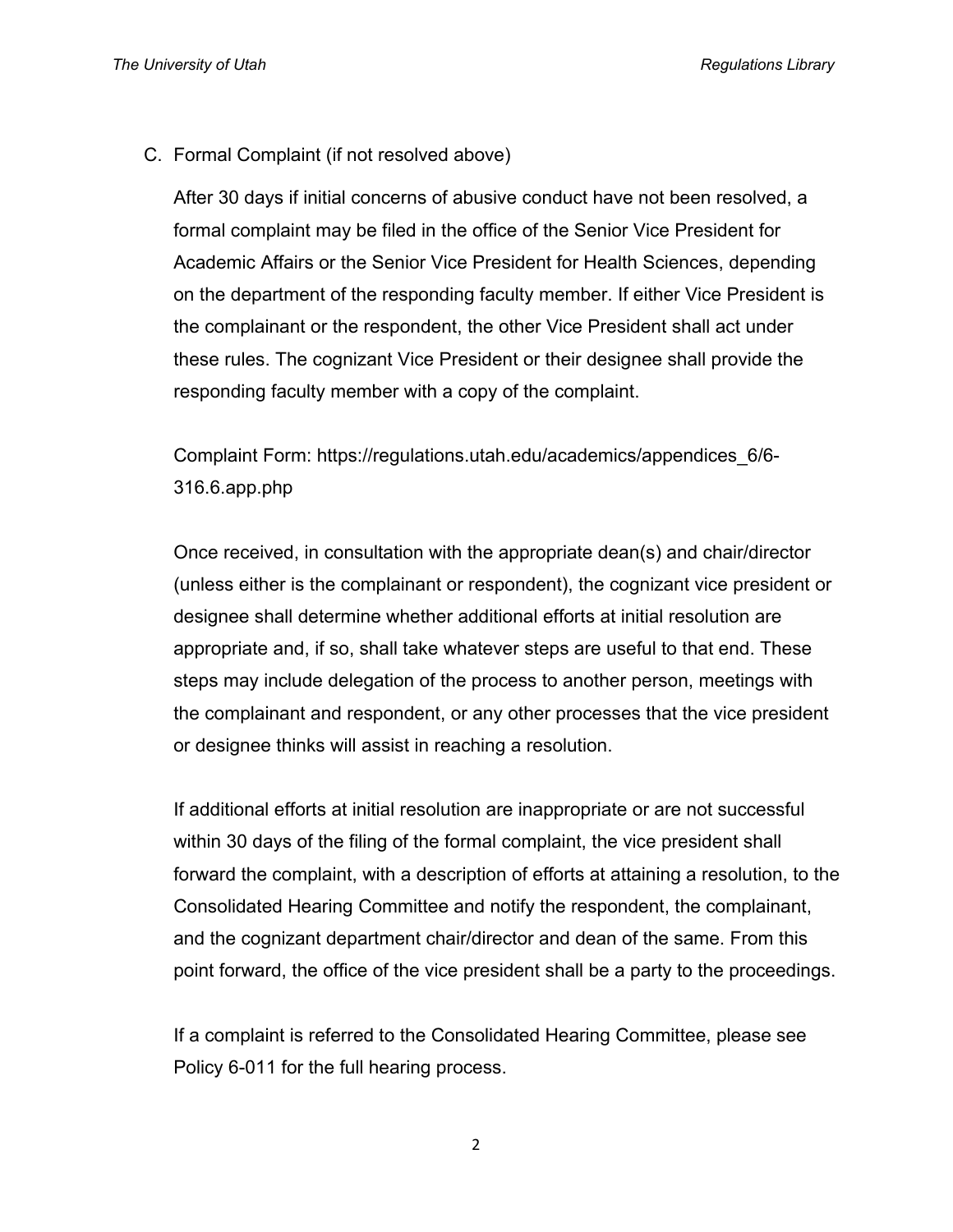C. Formal Complaint (if not resolved above)

After 30 days if initial concerns of abusive conduct have not been resolved, a formal complaint may be filed in the office of the Senior Vice President for Academic Affairs or the Senior Vice President for Health Sciences, depending on the department of the responding faculty member. If either Vice President is the complainant or the respondent, the other Vice President shall act under these rules. The cognizant Vice President or their designee shall provide the responding faculty member with a copy of the complaint.

Complaint Form: https://regulations.utah.edu/academics/appendices_6/6-316.6.app.php

Once received, in consultation with the appropriate dean(s) and chair/director (unless either is the complainant or respondent), the cognizant vice president or designee shall determine whether additional efforts at initial resolution are appropriate and, if so, shall take whatever steps are useful to that end. These steps may include delegation of the process to another person, meetings with the complainant and respondent, or any other processes that the vice president or designee thinks will assist in reaching a resolution.

If additional efforts at initial resolution are inappropriate or are not successful within 30 days of the filing of the formal complaint, the vice president shall forward the complaint, with a description of efforts at attaining a resolution, to the Consolidated Hearing Committee and notify the respondent, the complainant, and the cognizant department chair/director and dean of the same. From this point forward, the office of the vice president shall be a party to the proceedings.

If a complaint is referred to the Consolidated Hearing Committee, please see Policy 6-011 for the full hearing process.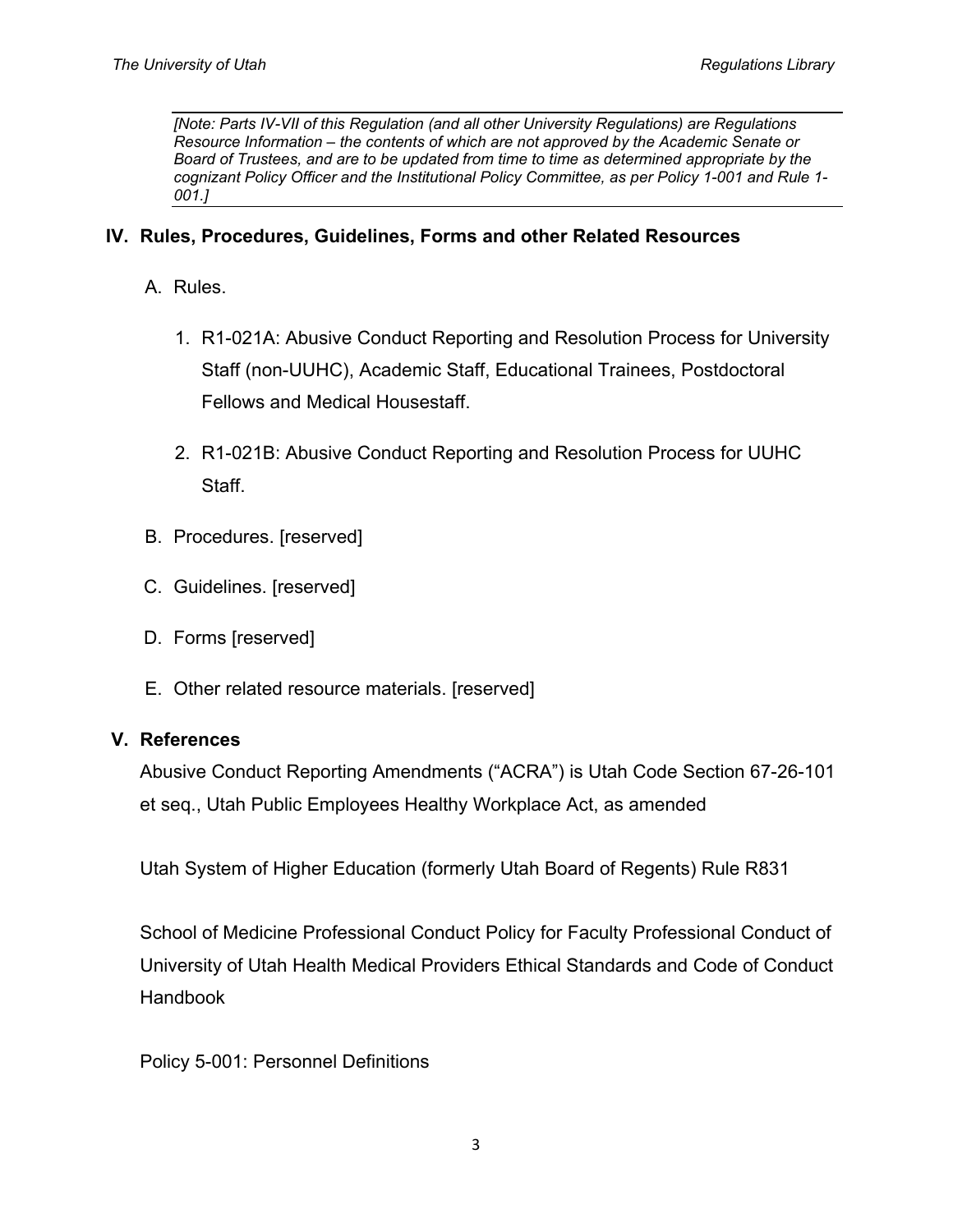*[Note: Parts IV-VII of this Regulation (and all other University Regulations) are Regulations Resource Information – the contents of which are not approved by the Academic Senate or Board of Trustees, and are to be updated from time to time as determined appropriate by the cognizant Policy Officer and the Institutional Policy Committee, as per Policy 1-001 and Rule 1-001.]*

## IV. Rules, Procedures, Guidelines, Forms and other Related Resources

A. Rules.

1. R1-021A: Abusive Conduct Reporting and Resolution Process for University Staff (non-UUHC), Academic Staff, Educational Trainees, Postdoctoral Fellows and Medical Housestaff.

2. R1-021B: Abusive Conduct Reporting and Resolution Process for UUHC Staff.

B. Procedures. [reserved]

C. Guidelines. [reserved]

D. Forms [reserved]

E. Other related resource materials. [reserved]

## V. References

Abusive Conduct Reporting Amendments ("ACRA") is Utah Code Section 67-26-101 et seq., Utah Public Employees Healthy Workplace Act, as amended

Utah System of Higher Education (formerly Utah Board of Regents) Rule R831

School of Medicine Professional Conduct Policy for Faculty Professional Conduct of University of Utah Health Medical Providers Ethical Standards and Code of Conduct Handbook

Policy 5-001: Personnel Definitions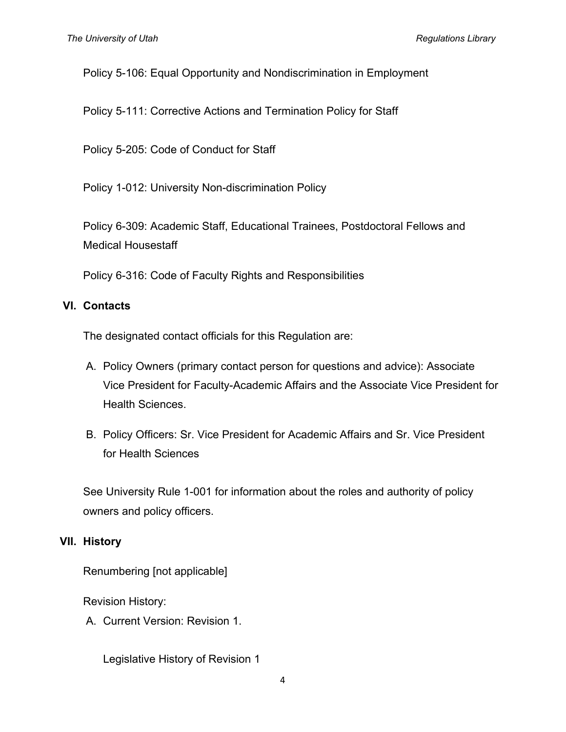Policy 5-106: Equal Opportunity and Nondiscrimination in Employment

Policy 5-111: Corrective Actions and Termination Policy for Staff

Policy 5-205: Code of Conduct for Staff

Policy 1-012: University Non-discrimination Policy

Policy 6-309: Academic Staff, Educational Trainees, Postdoctoral Fellows and Medical Housestaff

Policy 6-316: Code of Faculty Rights and Responsibilities

## VI. Contacts

The designated contact officials for this Regulation are:

A. Policy Owners (primary contact person for questions and advice): Associate Vice President for Faculty-Academic Affairs and the Associate Vice President for Health Sciences.

B. Policy Officers: Sr. Vice President for Academic Affairs and Sr. Vice President for Health Sciences

See University Rule 1-001 for information about the roles and authority of policy owners and policy officers.

## VII. History

Renumbering [not applicable]

Revision History:

A. Current Version: Revision 1.

   Legislative History of Revision 1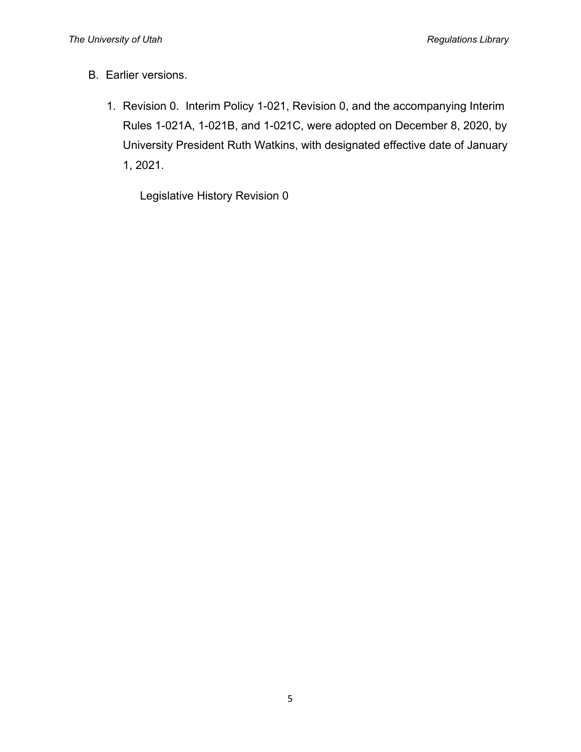B. Earlier versions.

1. Revision 0. Interim Policy 1-021, Revision 0, and the accompanying Interim Rules 1-021A, 1-021B, and 1-021C, were adopted on December 8, 2020, by University President Ruth Watkins, with designated effective date of January 1, 2021.

   Legislative History Revision 0